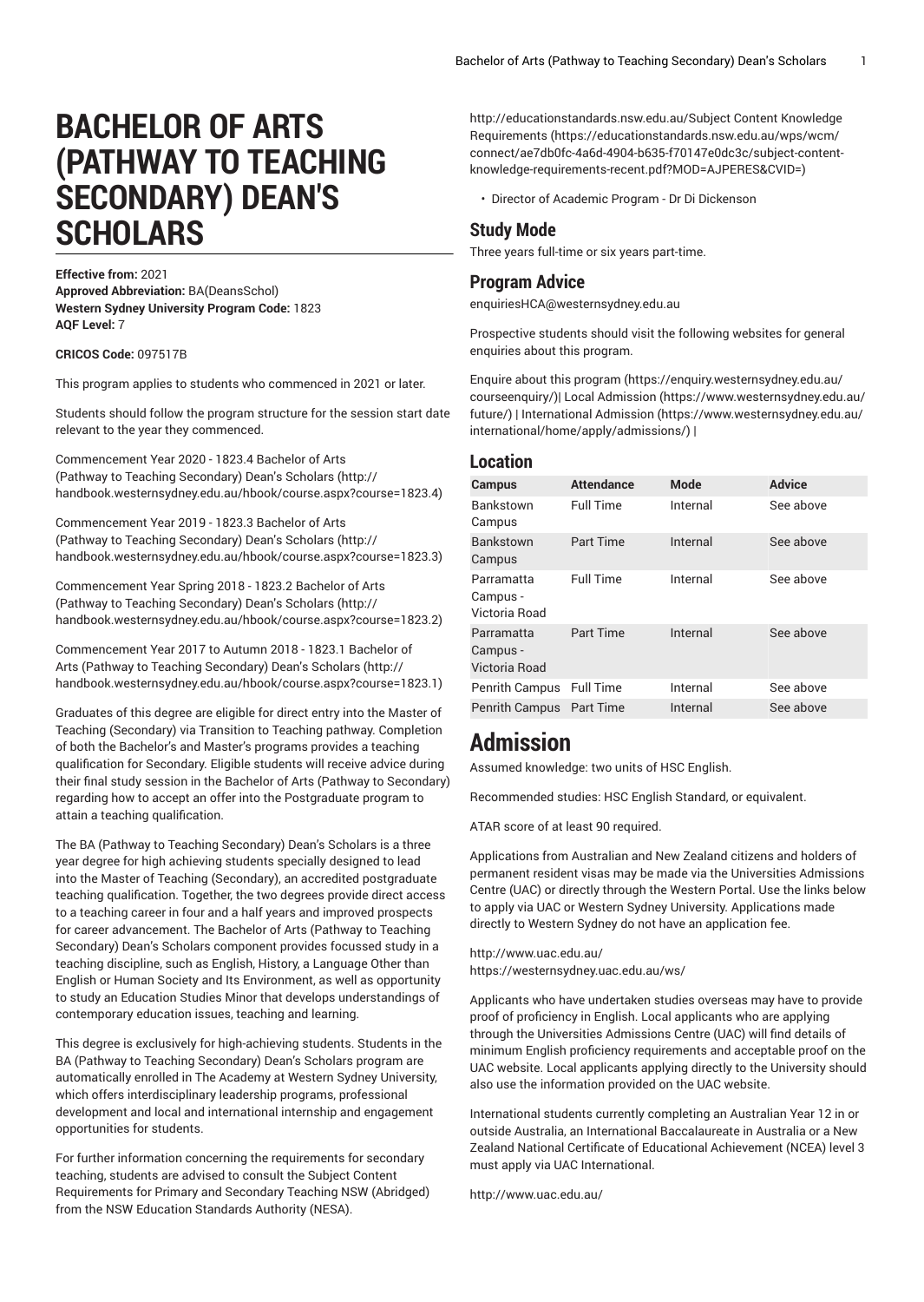# BACHELOR OF ARTS (PATHWAY TO TEACHING SECONDARY) DEAN'S SCHOLARS

**Effective from:** 2021
**Approved Abbreviation:** BA(DeansSchol)
**Western Sydney University Program Code:** 1823
**AQF Level:** 7

**CRICOS Code:** 097517B

This program applies to students who commenced in 2021 or later.

Students should follow the program structure for the session start date relevant to the year they commenced.

Commencement Year 2020 - 1823.4 Bachelor of Arts (Pathway to Teaching Secondary) Dean's Scholars (http://handbook.westernsydney.edu.au/hbook/course.aspx?course=1823.4)

Commencement Year 2019 - 1823.3 Bachelor of Arts (Pathway to Teaching Secondary) Dean's Scholars (http://handbook.westernsydney.edu.au/hbook/course.aspx?course=1823.3)

Commencement Year Spring 2018 - 1823.2 Bachelor of Arts (Pathway to Teaching Secondary) Dean's Scholars (http://handbook.westernsydney.edu.au/hbook/course.aspx?course=1823.2)

Commencement Year 2017 to Autumn 2018 - 1823.1 Bachelor of Arts (Pathway to Teaching Secondary) Dean's Scholars (http://handbook.westernsydney.edu.au/hbook/course.aspx?course=1823.1)

Graduates of this degree are eligible for direct entry into the Master of Teaching (Secondary) via Transition to Teaching pathway. Completion of both the Bachelor's and Master's programs provides a teaching qualification for Secondary. Eligible students will receive advice during their final study session in the Bachelor of Arts (Pathway to Secondary) regarding how to accept an offer into the Postgraduate program to attain a teaching qualification.

The BA (Pathway to Teaching Secondary) Dean's Scholars is a three year degree for high achieving students specially designed to lead into the Master of Teaching (Secondary), an accredited postgraduate teaching qualification. Together, the two degrees provide direct access to a teaching career in four and a half years and improved prospects for career advancement. The Bachelor of Arts (Pathway to Teaching Secondary) Dean's Scholars component provides focussed study in a teaching discipline, such as English, History, a Language Other than English or Human Society and Its Environment, as well as opportunity to study an Education Studies Minor that develops understandings of contemporary education issues, teaching and learning.

This degree is exclusively for high-achieving students. Students in the BA (Pathway to Teaching Secondary) Dean's Scholars program are automatically enrolled in The Academy at Western Sydney University, which offers interdisciplinary leadership programs, professional development and local and international internship and engagement opportunities for students.

For further information concerning the requirements for secondary teaching, students are advised to consult the Subject Content Requirements for Primary and Secondary Teaching NSW (Abridged) from the NSW Education Standards Authority (NESA).

http://educationstandards.nsw.edu.au/Subject Content Knowledge Requirements (https://educationstandards.nsw.edu.au/wps/wcm/connect/ae7db0fc-4a6d-4904-b635-f70147e0dc3c/subject-content-knowledge-requirements-recent.pdf?MOD=AJPERES&CVID=)

- Director of Academic Program - Dr Di Dickenson

## Study Mode

Three years full-time or six years part-time.

## Program Advice

enquiriesHCA@westernsydney.edu.au

Prospective students should visit the following websites for general enquiries about this program.

Enquire about this program (https://enquiry.westernsydney.edu.au/courseenquiry/)| Local Admission (https://www.westernsydney.edu.au/future/) | International Admission (https://www.westernsydney.edu.au/international/home/apply/admissions/) |

## Location

| Campus | Attendance | Mode | Advice |
|---|---|---|---|
| Bankstown Campus | Full Time | Internal | See above |
| Bankstown Campus | Part Time | Internal | See above |
| Parramatta Campus - Victoria Road | Full Time | Internal | See above |
| Parramatta Campus - Victoria Road | Part Time | Internal | See above |
| Penrith Campus | Full Time | Internal | See above |
| Penrith Campus | Part Time | Internal | See above |

# Admission

Assumed knowledge: two units of HSC English.

Recommended studies: HSC English Standard, or equivalent.

ATAR score of at least 90 required.

Applications from Australian and New Zealand citizens and holders of permanent resident visas may be made via the Universities Admissions Centre (UAC) or directly through the Western Portal. Use the links below to apply via UAC or Western Sydney University. Applications made directly to Western Sydney do not have an application fee.

http://www.uac.edu.au/
https://westernsydney.uac.edu.au/ws/

Applicants who have undertaken studies overseas may have to provide proof of proficiency in English. Local applicants who are applying through the Universities Admissions Centre (UAC) will find details of minimum English proficiency requirements and acceptable proof on the UAC website. Local applicants applying directly to the University should also use the information provided on the UAC website.

International students currently completing an Australian Year 12 in or outside Australia, an International Baccalaureate in Australia or a New Zealand National Certificate of Educational Achievement (NCEA) level 3 must apply via UAC International.

http://www.uac.edu.au/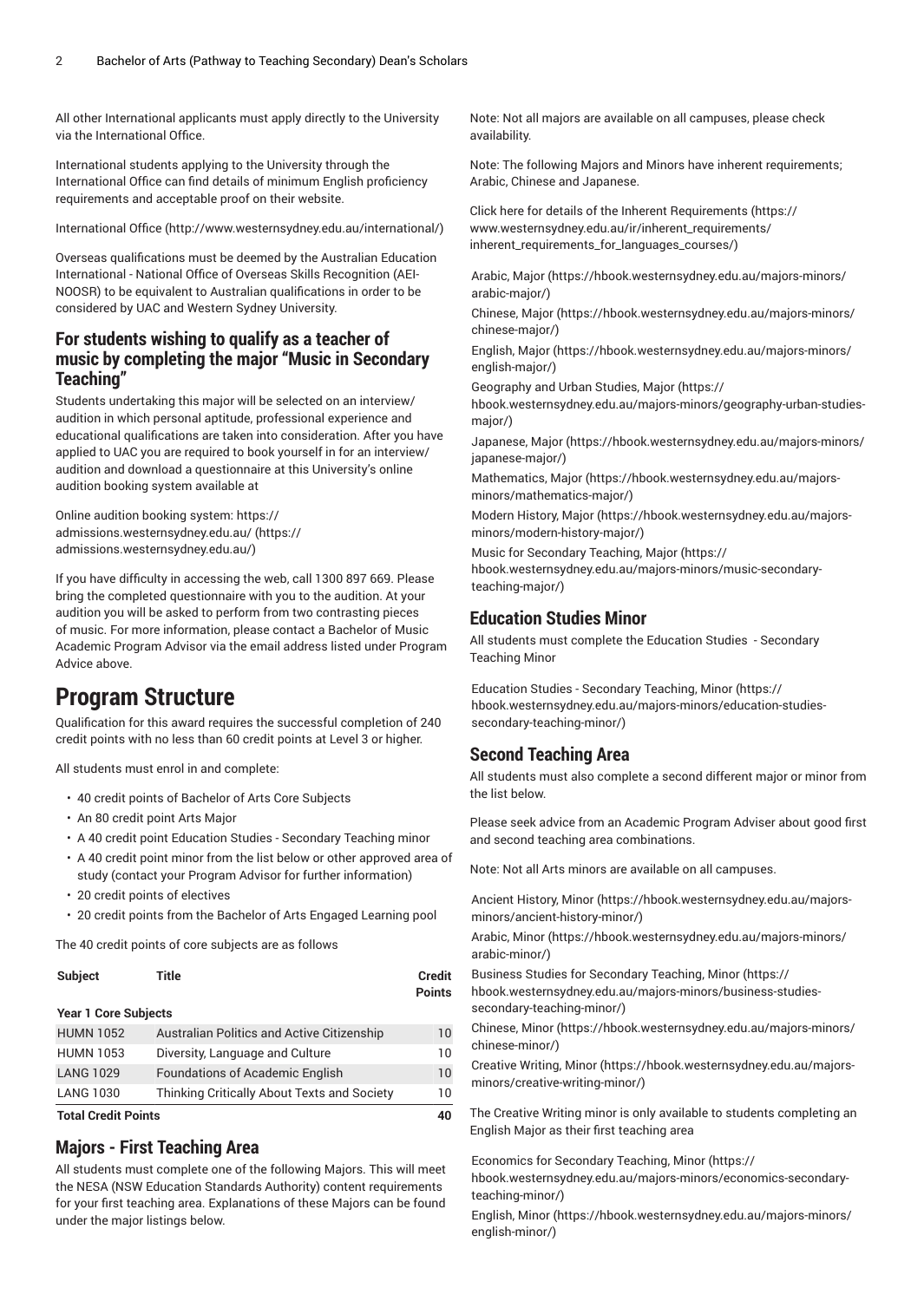All other International applicants must apply directly to the University via the International Office.

International students applying to the University through the International Office can find details of minimum English proficiency requirements and acceptable proof on their website.

International Office (http://www.westernsydney.edu.au/international/)

Overseas qualifications must be deemed by the Australian Education International - National Office of Overseas Skills Recognition (AEI-NOOSR) to be equivalent to Australian qualifications in order to be considered by UAC and Western Sydney University.

### For students wishing to qualify as a teacher of music by completing the major "Music in Secondary Teaching"

Students undertaking this major will be selected on an interview/audition in which personal aptitude, professional experience and educational qualifications are taken into consideration. After you have applied to UAC you are required to book yourself in for an interview/audition and download a questionnaire at this University's online audition booking system available at

Online audition booking system: https://admissions.westernsydney.edu.au/ (https://admissions.westernsydney.edu.au/)

If you have difficulty in accessing the web, call 1300 897 669. Please bring the completed questionnaire with you to the audition. At your audition you will be asked to perform from two contrasting pieces of music. For more information, please contact a Bachelor of Music Academic Program Advisor via the email address listed under Program Advice above.

# Program Structure

Qualification for this award requires the successful completion of 240 credit points with no less than 60 credit points at Level 3 or higher.

All students must enrol in and complete:

- 40 credit points of Bachelor of Arts Core Subjects
- An 80 credit point Arts Major
- A 40 credit point Education Studies - Secondary Teaching minor
- A 40 credit point minor from the list below or other approved area of study (contact your Program Advisor for further information)
- 20 credit points of electives
- 20 credit points from the Bachelor of Arts Engaged Learning pool

The 40 credit points of core subjects are as follows

| Subject | Title | Credit Points |
|---|---|---|
| **Year 1 Core Subjects** | | |
| HUMN 1052 | Australian Politics and Active Citizenship | 10 |
| HUMN 1053 | Diversity, Language and Culture | 10 |
| LANG 1029 | Foundations of Academic English | 10 |
| LANG 1030 | Thinking Critically About Texts and Society | 10 |
| **Total Credit Points** | | **40** |

## Majors - First Teaching Area

All students must complete one of the following Majors. This will meet the NESA (NSW Education Standards Authority) content requirements for your first teaching area. Explanations of these Majors can be found under the major listings below.

Note: Not all majors are available on all campuses, please check availability.

Note: The following Majors and Minors have inherent requirements; Arabic, Chinese and Japanese.

Click here for details of the Inherent Requirements (https://www.westernsydney.edu.au/ir/inherent_requirements/inherent_requirements_for_languages_courses/)

Arabic, Major (https://hbook.westernsydney.edu.au/majors-minors/arabic-major/)
Chinese, Major (https://hbook.westernsydney.edu.au/majors-minors/chinese-major/)
English, Major (https://hbook.westernsydney.edu.au/majors-minors/english-major/)
Geography and Urban Studies, Major (https://hbook.westernsydney.edu.au/majors-minors/geography-urban-studies-major/)
Japanese, Major (https://hbook.westernsydney.edu.au/majors-minors/japanese-major/)
Mathematics, Major (https://hbook.westernsydney.edu.au/majors-minors/mathematics-major/)
Modern History, Major (https://hbook.westernsydney.edu.au/majors-minors/modern-history-major/)
Music for Secondary Teaching, Major (https://hbook.westernsydney.edu.au/majors-minors/music-secondary-teaching-major/)

## Education Studies Minor

All students must complete the Education Studies - Secondary Teaching Minor

Education Studies - Secondary Teaching, Minor (https://hbook.westernsydney.edu.au/majors-minors/education-studies-secondary-teaching-minor/)

## Second Teaching Area

All students must also complete a second different major or minor from the list below.

Please seek advice from an Academic Program Adviser about good first and second teaching area combinations.

Note: Not all Arts minors are available on all campuses.

Ancient History, Minor (https://hbook.westernsydney.edu.au/majors-minors/ancient-history-minor/)
Arabic, Minor (https://hbook.westernsydney.edu.au/majors-minors/arabic-minor/)
Business Studies for Secondary Teaching, Minor (https://hbook.westernsydney.edu.au/majors-minors/business-studies-secondary-teaching-minor/)
Chinese, Minor (https://hbook.westernsydney.edu.au/majors-minors/chinese-minor/)
Creative Writing, Minor (https://hbook.westernsydney.edu.au/majors-minors/creative-writing-minor/)

The Creative Writing minor is only available to students completing an English Major as their first teaching area

Economics for Secondary Teaching, Minor (https://hbook.westernsydney.edu.au/majors-minors/economics-secondary-teaching-minor/)
English, Minor (https://hbook.westernsydney.edu.au/majors-minors/english-minor/)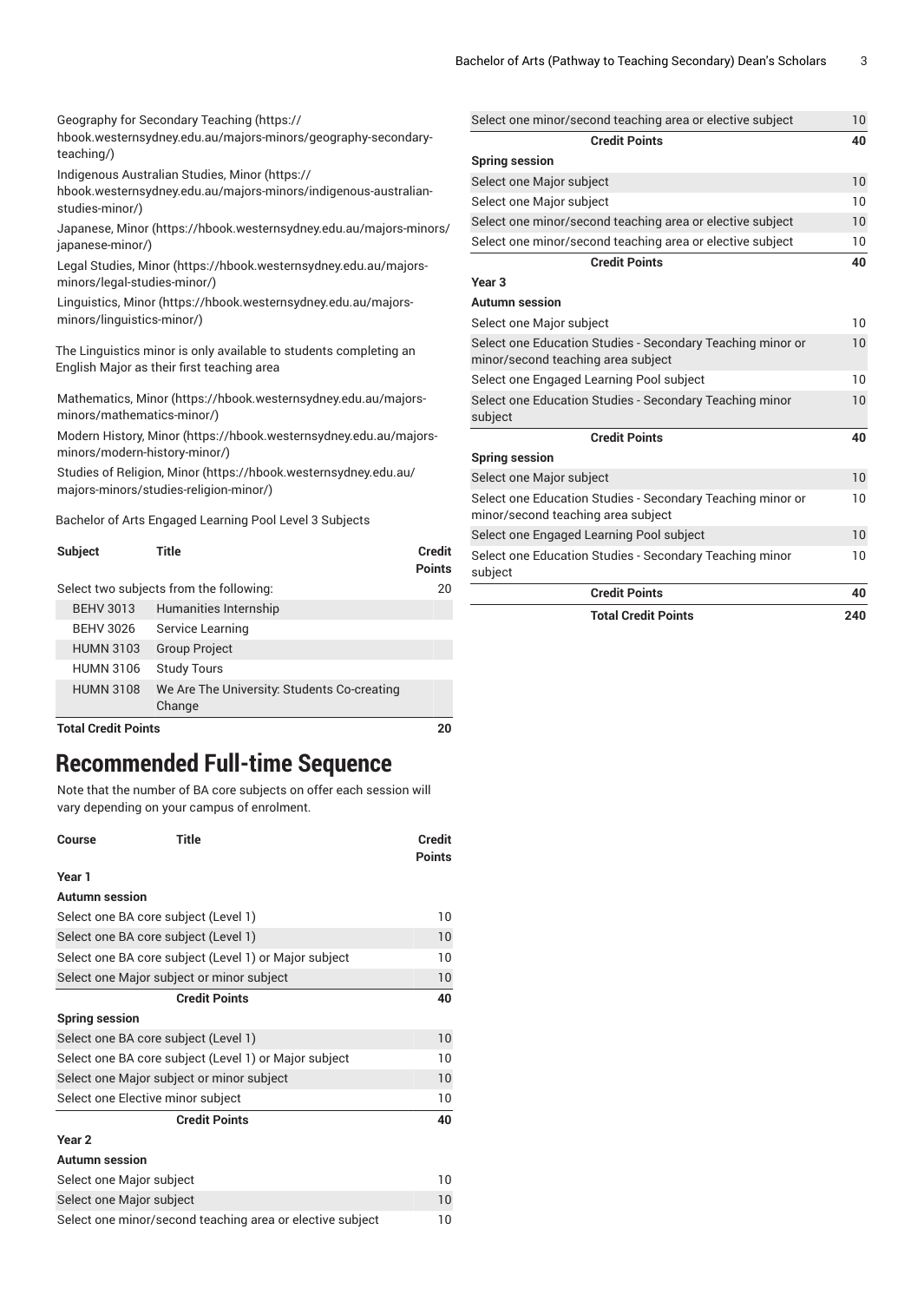Geography for Secondary Teaching (https://hbook.westernsydney.edu.au/majors-minors/geography-secondary-teaching/)

Indigenous Australian Studies, Minor (https://hbook.westernsydney.edu.au/majors-minors/indigenous-australian-studies-minor/)

Japanese, Minor (https://hbook.westernsydney.edu.au/majors-minors/japanese-minor/)

Legal Studies, Minor (https://hbook.westernsydney.edu.au/majors-minors/legal-studies-minor/)

Linguistics, Minor (https://hbook.westernsydney.edu.au/majors-minors/linguistics-minor/)

The Linguistics minor is only available to students completing an English Major as their first teaching area

Mathematics, Minor (https://hbook.westernsydney.edu.au/majors-minors/mathematics-minor/)

Modern History, Minor (https://hbook.westernsydney.edu.au/majors-minors/modern-history-minor/)

Studies of Religion, Minor (https://hbook.westernsydney.edu.au/majors-minors/studies-religion-minor/)

Bachelor of Arts Engaged Learning Pool Level 3 Subjects

| Subject | Title | Credit Points |
|---|---|---|
| Select two subjects from the following: | | 20 |
| BEHV 3013 | Humanities Internship | |
| BEHV 3026 | Service Learning | |
| HUMN 3103 | Group Project | |
| HUMN 3106 | Study Tours | |
| HUMN 3108 | We Are The University: Students Co-creating Change | |
| **Total Credit Points** | | **20** |

## Recommended Full-time Sequence

Note that the number of BA core subjects on offer each session will vary depending on your campus of enrolment.

| Course | Title | Credit Points |
|---|---|---|
| **Year 1** | | |
| **Autumn session** | | |
| Select one BA core subject (Level 1) | | 10 |
| Select one BA core subject (Level 1) | | 10 |
| Select one BA core subject (Level 1) or Major subject | | 10 |
| Select one Major subject or minor subject | | 10 |
| | **Credit Points** | **40** |
| **Spring session** | | |
| Select one BA core subject (Level 1) | | 10 |
| Select one BA core subject (Level 1) or Major subject | | 10 |
| Select one Major subject or minor subject | | 10 |
| Select one Elective minor subject | | 10 |
| | **Credit Points** | **40** |
| **Year 2** | | |
| **Autumn session** | | |
| Select one Major subject | | 10 |
| Select one Major subject | | 10 |
| Select one minor/second teaching area or elective subject | | 10 |
| Select one minor/second teaching area or elective subject | | 10 |
| | **Credit Points** | **40** |
| **Spring session** | | |
| Select one Major subject | | 10 |
| Select one Major subject | | 10 |
| Select one minor/second teaching area or elective subject | | 10 |
| Select one minor/second teaching area or elective subject | | 10 |
| | **Credit Points** | **40** |
| **Year 3** | | |
| **Autumn session** | | |
| Select one Major subject | | 10 |
| Select one Education Studies - Secondary Teaching minor or minor/second teaching area subject | | 10 |
| Select one Engaged Learning Pool subject | | 10 |
| Select one Education Studies - Secondary Teaching minor subject | | 10 |
| | **Credit Points** | **40** |
| **Spring session** | | |
| Select one Major subject | | 10 |
| Select one Education Studies - Secondary Teaching minor or minor/second teaching area subject | | 10 |
| Select one Engaged Learning Pool subject | | 10 |
| Select one Education Studies - Secondary Teaching minor subject | | 10 |
| | **Credit Points** | **40** |
| | **Total Credit Points** | **240** |